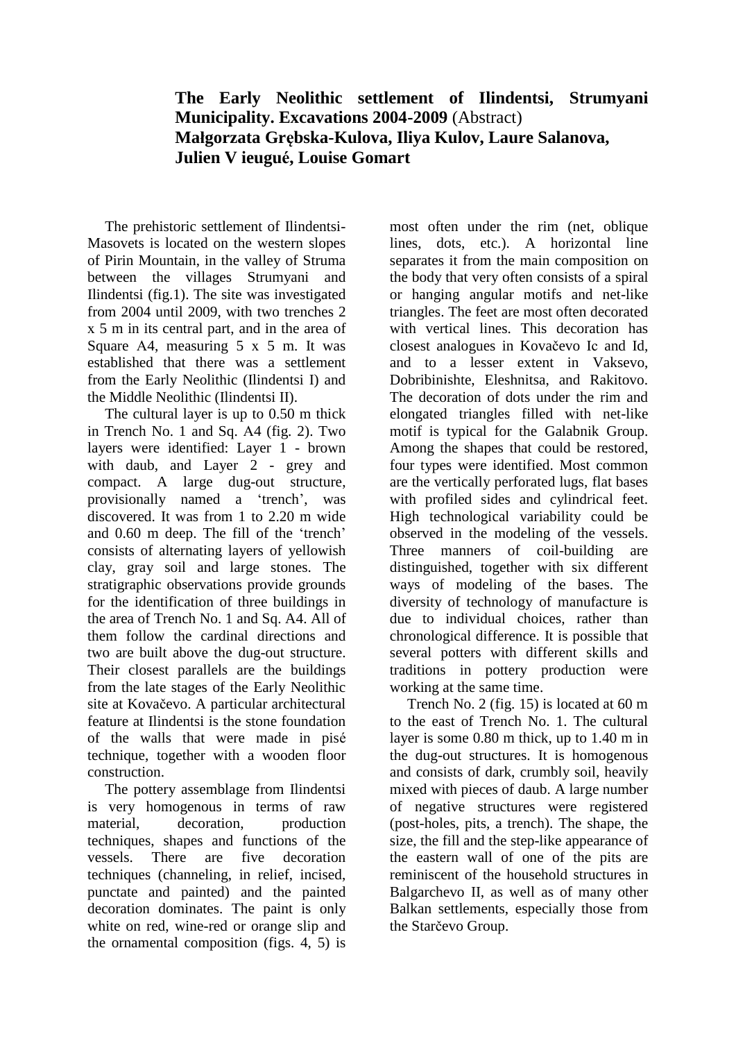# The Early Neolithic settlement of Ilindentsi, Strumyani Municipality. Excavations 2004-2009 (Abstract)

**Małgorzata Grębska-Kulova, Iliya Kulov, Laure Salanova, Julien V ieugué, Louise Gomart**

The prehistoric settlement of Ilindentsi-Masovets is located on the western slopes of Pirin Mountain, in the valley of Struma between the villages Strumyani and Ilindentsi (fig.1). The site was investigated from 2004 until 2009, with two trenches 2 x 5 m in its central part, and in the area of Square A4, measuring 5 x 5 m. It was established that there was a settlement from the Early Neolithic (Ilindentsi I) and the Middle Neolithic (Ilindentsi II).

The cultural layer is up to 0.50 m thick in Trench No. 1 and Sq. A4 (fig. 2). Two layers were identified: Layer 1 - brown with daub, and Layer 2 - grey and compact. A large dug-out structure, provisionally named a 'trench', was discovered. It was from 1 to 2.20 m wide and 0.60 m deep. The fill of the 'trench' consists of alternating layers of yellowish clay, gray soil and large stones. The stratigraphic observations provide grounds for the identification of three buildings in the area of Trench No. 1 and Sq. A4. All of them follow the cardinal directions and two are built above the dug-out structure. Their closest parallels are the buildings from the late stages of the Early Neolithic site at Kovačevo. A particular architectural feature at Ilindentsi is the stone foundation of the walls that were made in pisé technique, together with a wooden floor construction.

The pottery assemblage from Ilindentsi is very homogenous in terms of raw material, decoration, production techniques, shapes and functions of the vessels. There are five decoration techniques (channeling, in relief, incised, punctate and painted) and the painted decoration dominates. The paint is only white on red, wine-red or orange slip and the ornamental composition (figs. 4, 5) is most often under the rim (net, oblique lines, dots, etc.). A horizontal line separates it from the main composition on the body that very often consists of a spiral or hanging angular motifs and net-like triangles. The feet are most often decorated with vertical lines. This decoration has closest analogues in Kovačevo Ic and Id, and to a lesser extent in Vaksevo, Dobribinishte, Eleshnitsa, and Rakitovo. The decoration of dots under the rim and elongated triangles filled with net-like motif is typical for the Galabnik Group. Among the shapes that could be restored, four types were identified. Most common are the vertically perforated lugs, flat bases with profiled sides and cylindrical feet. High technological variability could be observed in the modeling of the vessels. Three manners of coil-building are distinguished, together with six different ways of modeling of the bases. The diversity of technology of manufacture is due to individual choices, rather than chronological difference. It is possible that several potters with different skills and traditions in pottery production were working at the same time.

Trench No. 2 (fig. 15) is located at 60 m to the east of Trench No. 1. The cultural layer is some 0.80 m thick, up to 1.40 m in the dug-out structures. It is homogenous and consists of dark, crumbly soil, heavily mixed with pieces of daub. A large number of negative structures were registered (post-holes, pits, a trench). The shape, the size, the fill and the step-like appearance of the eastern wall of one of the pits are reminiscent of the household structures in Balgarchevo II, as well as of many other Balkan settlements, especially those from the Starčevo Group.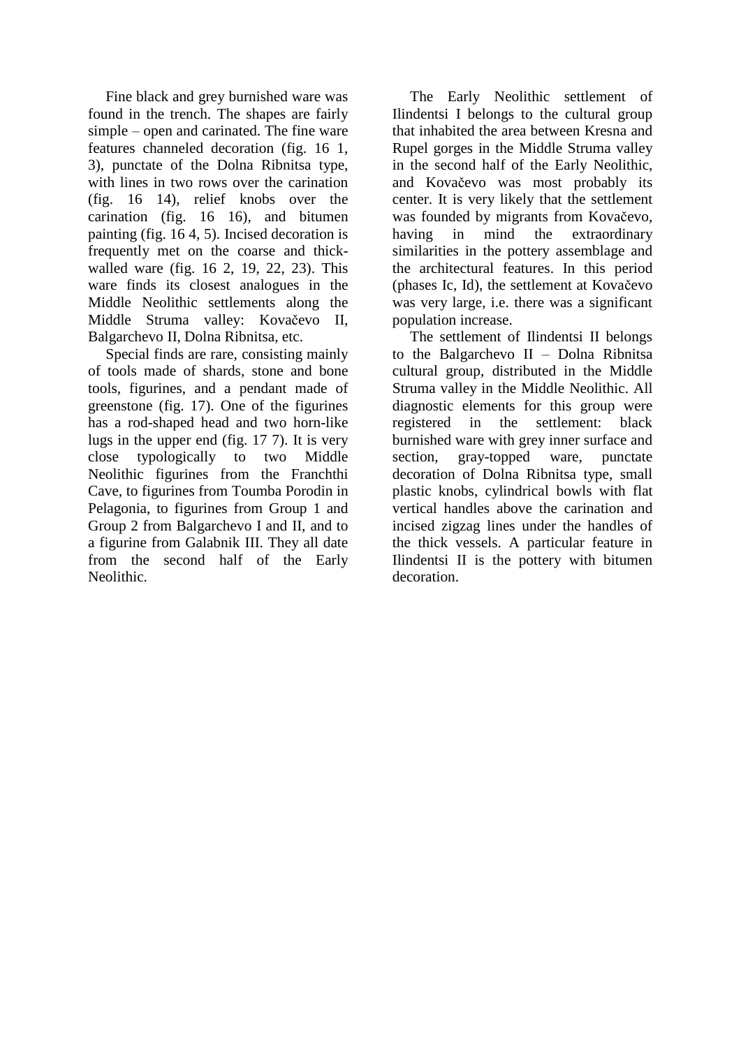Fine black and grey burnished ware was found in the trench. The shapes are fairly simple – open and carinated. The fine ware features channeled decoration (fig. 16 1, 3), punctate of the Dolna Ribnitsa type, with lines in two rows over the carination (fig. 16 14), relief knobs over the carination (fig. 16 16), and bitumen painting (fig. 16 4, 5). Incised decoration is frequently met on the coarse and thick-walled ware (fig. 16 2, 19, 22, 23). This ware finds its closest analogues in the Middle Neolithic settlements along the Middle Struma valley: Kovačevo II, Balgarchevo II, Dolna Ribnitsa, etc.

Special finds are rare, consisting mainly of tools made of shards, stone and bone tools, figurines, and a pendant made of greenstone (fig. 17). One of the figurines has a rod-shaped head and two horn-like lugs in the upper end (fig. 17 7). It is very close typologically to two Middle Neolithic figurines from the Franchthi Cave, to figurines from Toumba Porodin in Pelagonia, to figurines from Group 1 and Group 2 from Balgarchevo I and II, and to a figurine from Galabnik III. They all date from the second half of the Early Neolithic.

The Early Neolithic settlement of Ilindentsi I belongs to the cultural group that inhabited the area between Kresna and Rupel gorges in the Middle Struma valley in the second half of the Early Neolithic, and Kovačevo was most probably its center. It is very likely that the settlement was founded by migrants from Kovačevo, having in mind the extraordinary similarities in the pottery assemblage and the architectural features. In this period (phases Ic, Id), the settlement at Kovačevo was very large, i.e. there was a significant population increase.

The settlement of Ilindentsi II belongs to the Balgarchevo II – Dolna Ribnitsa cultural group, distributed in the Middle Struma valley in the Middle Neolithic. All diagnostic elements for this group were registered in the settlement: black burnished ware with grey inner surface and section, gray-topped ware, punctate decoration of Dolna Ribnitsa type, small plastic knobs, cylindrical bowls with flat vertical handles above the carination and incised zigzag lines under the handles of the thick vessels. A particular feature in Ilindentsi II is the pottery with bitumen decoration.